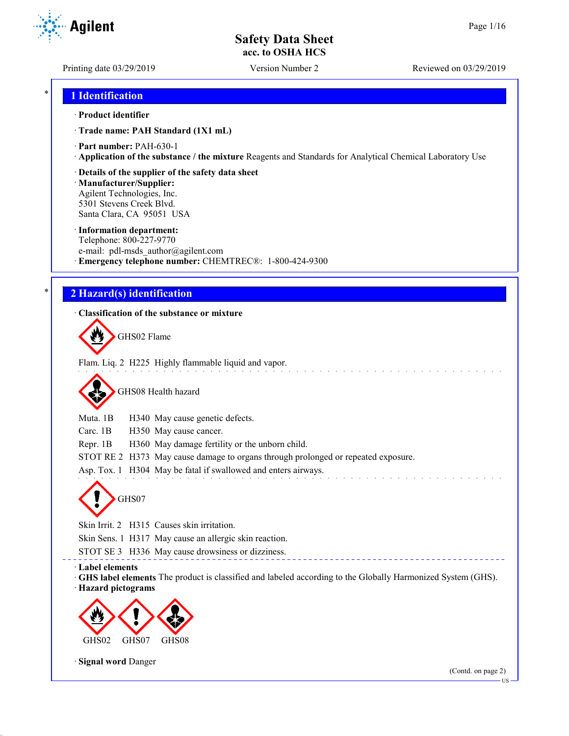# Safety Data Sheet
**acc. to OSHA HCS**

Printing date 03/29/2019 Version Number 2 Reviewed on 03/29/2019

## 1 Identification

· **Product identifier**

· **Trade name: PAH Standard (1X1 mL)**

· **Part number:** PAH-630-1

· **Application of the substance / the mixture** Reagents and Standards for Analytical Chemical Laboratory Use

· **Details of the supplier of the safety data sheet**

· **Manufacturer/Supplier:**
Agilent Technologies, Inc.
5301 Stevens Creek Blvd.
Santa Clara, CA 95051 USA

· **Information department:**
Telephone: 800-227-9770
e-mail: pdl-msds_author@agilent.com

· **Emergency telephone number:** CHEMTREC®: 1-800-424-9300

## 2 Hazard(s) identification

· **Classification of the substance or mixture**

GHS02 Flame

Flam. Liq. 2 H225 Highly flammable liquid and vapor.

GHS08 Health hazard

Muta. 1B H340 May cause genetic defects.
Carc. 1B H350 May cause cancer.
Repr. 1B H360 May damage fertility or the unborn child.
STOT RE 2 H373 May cause damage to organs through prolonged or repeated exposure.
Asp. Tox. 1 H304 May be fatal if swallowed and enters airways.

GHS07

Skin Irrit. 2 H315 Causes skin irritation.
Skin Sens. 1 H317 May cause an allergic skin reaction.
STOT SE 3 H336 May cause drowsiness or dizziness.

· **Label elements**

· **GHS label elements** The product is classified and labeled according to the Globally Harmonized System (GHS).

· **Hazard pictograms**

GHS02 GHS07 GHS08

· **Signal word** Danger

(Contd. on page 2)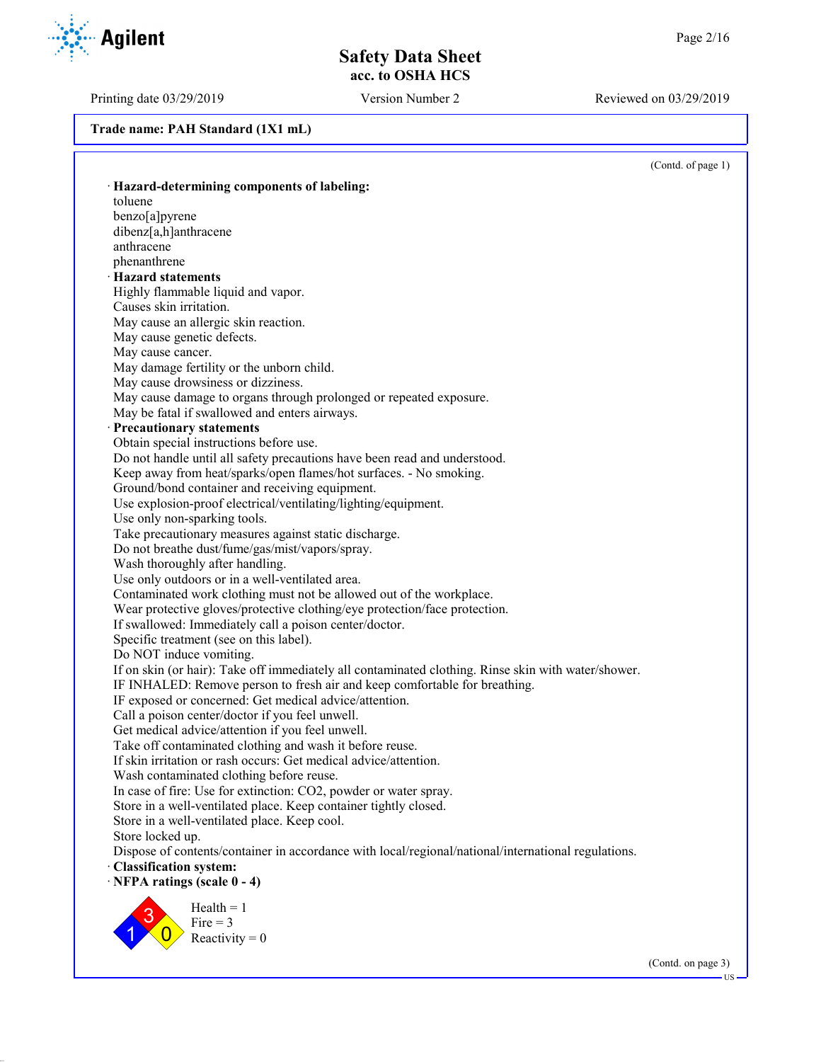Trade name: PAH Standard (1X1 mL)

(Contd. of page 1)

· **Hazard-determining components of labeling:**
toluene
benzo[a]pyrene
dibenz[a,h]anthracene
anthracene
phenanthrene

· **Hazard statements**
Highly flammable liquid and vapor.
Causes skin irritation.
May cause an allergic skin reaction.
May cause genetic defects.
May cause cancer.
May damage fertility or the unborn child.
May cause drowsiness or dizziness.
May cause damage to organs through prolonged or repeated exposure.
May be fatal if swallowed and enters airways.

· **Precautionary statements**
Obtain special instructions before use.
Do not handle until all safety precautions have been read and understood.
Keep away from heat/sparks/open flames/hot surfaces. - No smoking.
Ground/bond container and receiving equipment.
Use explosion-proof electrical/ventilating/lighting/equipment.
Use only non-sparking tools.
Take precautionary measures against static discharge.
Do not breathe dust/fume/gas/mist/vapors/spray.
Wash thoroughly after handling.
Use only outdoors or in a well-ventilated area.
Contaminated work clothing must not be allowed out of the workplace.
Wear protective gloves/protective clothing/eye protection/face protection.
If swallowed: Immediately call a poison center/doctor.
Specific treatment (see on this label).
Do NOT induce vomiting.
If on skin (or hair): Take off immediately all contaminated clothing. Rinse skin with water/shower.
IF INHALED: Remove person to fresh air and keep comfortable for breathing.
IF exposed or concerned: Get medical advice/attention.
Call a poison center/doctor if you feel unwell.
Get medical advice/attention if you feel unwell.
Take off contaminated clothing and wash it before reuse.
If skin irritation or rash occurs: Get medical advice/attention.
Wash contaminated clothing before reuse.
In case of fire: Use for extinction: $CO_2$, powder or water spray.
Store in a well-ventilated place. Keep container tightly closed.
Store in a well-ventilated place. Keep cool.
Store locked up.
Dispose of contents/container in accordance with local/regional/national/international regulations.

· **Classification system:**

· **NFPA ratings (scale 0 - 4)**

Health = 1
Fire = 3
Reactivity = 0

(Contd. on page 3)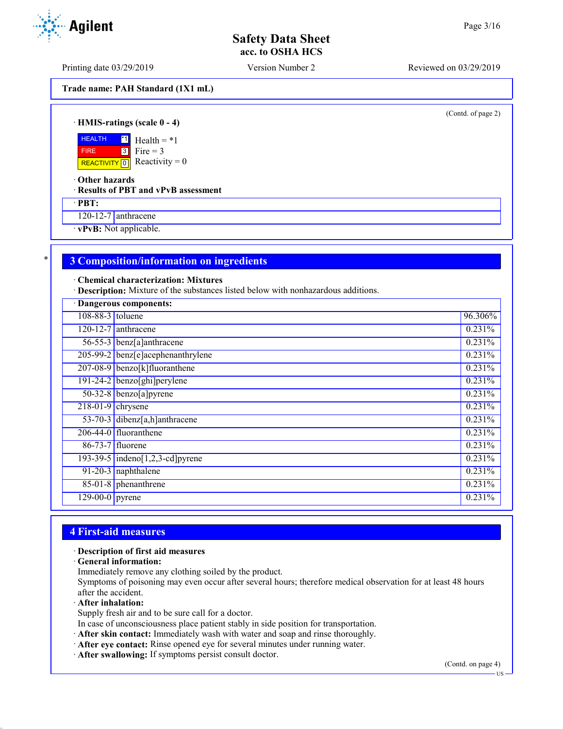(Contd. of page 2)

· **HMIS-ratings (scale 0 - 4)**

| | | |
|---|---|---|
| HEALTH | *1 | Health = *1 |
| FIRE | 3 | Fire = 3 |
| REACTIVITY | 0 | Reactivity = 0 |

· **Other hazards**
· **Results of PBT and vPvB assessment**

| · **PBT:** | |
|---|---|
| 120-12-7 | anthracene |

· **vPvB:** Not applicable.

*

## 3 Composition/information on ingredients

· **Chemical characterization: Mixtures**
· **Description:** Mixture of the substances listed below with nonhazardous additions.

| · **Dangerous components:** | | |
|---|---|---|
| 108-88-3 | toluene | 96.306% |
| 120-12-7 | anthracene | 0.231% |
| 56-55-3 | benz[a]anthracene | 0.231% |
| 205-99-2 | benz[e]acephenanthrylene | 0.231% |
| 207-08-9 | benzo[k]fluoranthene | 0.231% |
| 191-24-2 | benzo[ghi]perylene | 0.231% |
| 50-32-8 | benzo[a]pyrene | 0.231% |
| 218-01-9 | chrysene | 0.231% |
| 53-70-3 | dibenz[a,h]anthracene | 0.231% |
| 206-44-0 | fluoranthene | 0.231% |
| 86-73-7 | fluorene | 0.231% |
| 193-39-5 | indeno[1,2,3-cd]pyrene | 0.231% |
| 91-20-3 | naphthalene | 0.231% |
| 85-01-8 | phenanthrene | 0.231% |
| 129-00-0 | pyrene | 0.231% |

## 4 First-aid measures

· **Description of first aid measures**
· **General information:**
Immediately remove any clothing soiled by the product.
Symptoms of poisoning may even occur after several hours; therefore medical observation for at least 48 hours after the accident.
· **After inhalation:**
Supply fresh air and to be sure call for a doctor.
In case of unconsciousness place patient stably in side position for transportation.
· **After skin contact:** Immediately wash with water and soap and rinse thoroughly.
· **After eye contact:** Rinse opened eye for several minutes under running water.
· **After swallowing:** If symptoms persist consult doctor.

(Contd. on page 4)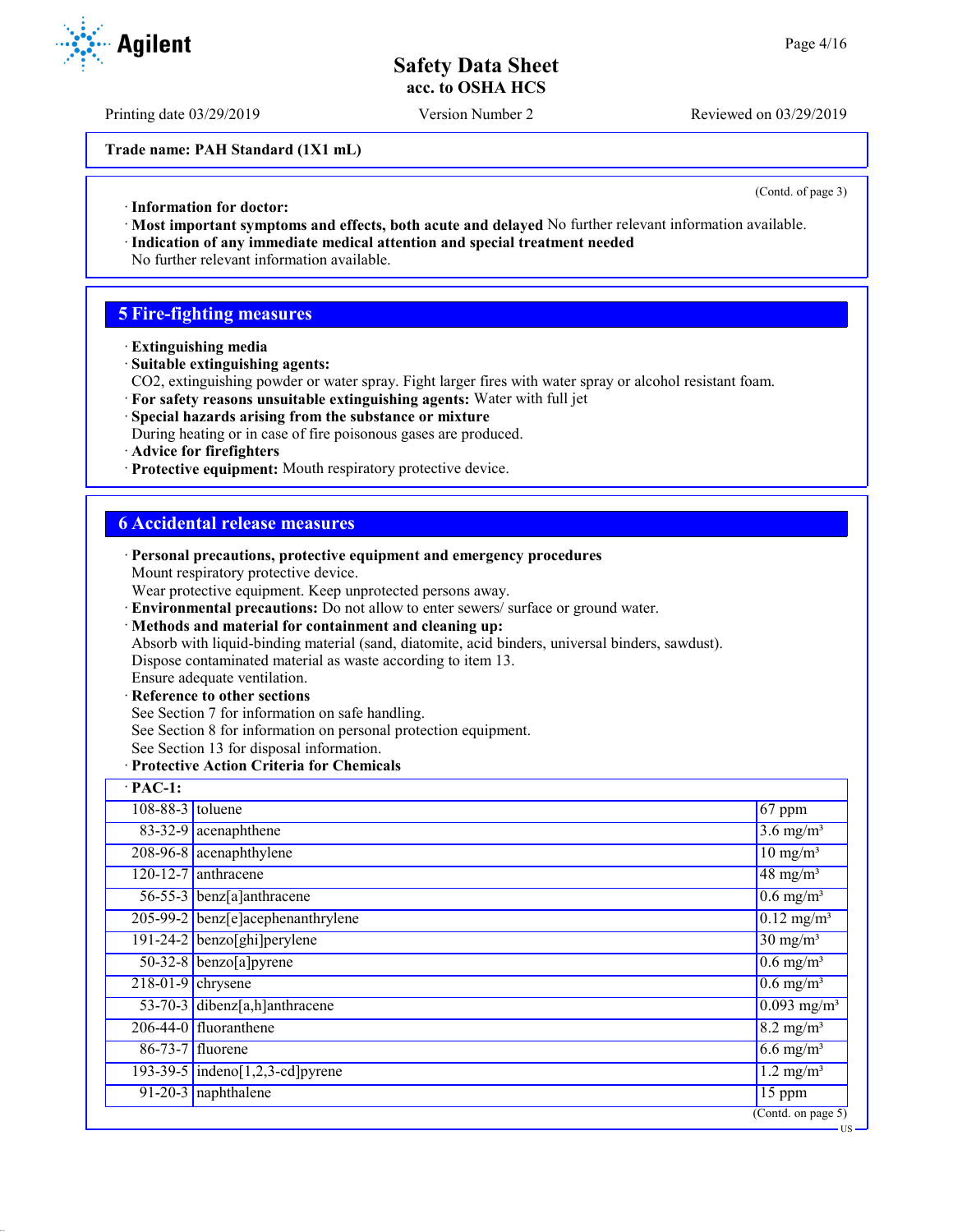**Trade name: PAH Standard (1X1 mL)**

(Contd. of page 3)

· **Information for doctor:**
· **Most important symptoms and effects, both acute and delayed** No further relevant information available.
· **Indication of any immediate medical attention and special treatment needed**
No further relevant information available.

## 5 Fire-fighting measures

· **Extinguishing media**
· **Suitable extinguishing agents:**
$CO_2$, extinguishing powder or water spray. Fight larger fires with water spray or alcohol resistant foam.
· **For safety reasons unsuitable extinguishing agents:** Water with full jet
· **Special hazards arising from the substance or mixture**
During heating or in case of fire poisonous gases are produced.
· **Advice for firefighters**
· **Protective equipment:** Mouth respiratory protective device.

## 6 Accidental release measures

· **Personal precautions, protective equipment and emergency procedures**
Mount respiratory protective device.
Wear protective equipment. Keep unprotected persons away.
· **Environmental precautions:** Do not allow to enter sewers/ surface or ground water.
· **Methods and material for containment and cleaning up:**
Absorb with liquid-binding material (sand, diatomite, acid binders, universal binders, sawdust).
Dispose contaminated material as waste according to item 13.
Ensure adequate ventilation.
· **Reference to other sections**
See Section 7 for information on safe handling.
See Section 8 for information on personal protection equipment.
See Section 13 for disposal information.
· **Protective Action Criteria for Chemicals**

| · **PAC-1:** | | |
|---|---|---|
| 108-88-3 | toluene | 67 ppm |
| 83-32-9 | acenaphthene | 3.6 mg/m³ |
| 208-96-8 | acenaphthylene | 10 mg/m³ |
| 120-12-7 | anthracene | 48 mg/m³ |
| 56-55-3 | benz[a]anthracene | 0.6 mg/m³ |
| 205-99-2 | benz[e]acephenanthrylene | 0.12 mg/m³ |
| 191-24-2 | benzo[ghi]perylene | 30 mg/m³ |
| 50-32-8 | benzo[a]pyrene | 0.6 mg/m³ |
| 218-01-9 | chrysene | 0.6 mg/m³ |
| 53-70-3 | dibenz[a,h]anthracene | 0.093 mg/m³ |
| 206-44-0 | fluoranthene | 8.2 mg/m³ |
| 86-73-7 | fluorene | 6.6 mg/m³ |
| 193-39-5 | indeno[1,2,3-cd]pyrene | 1.2 mg/m³ |
| 91-20-3 | naphthalene | 15 ppm |

(Contd. on page 5)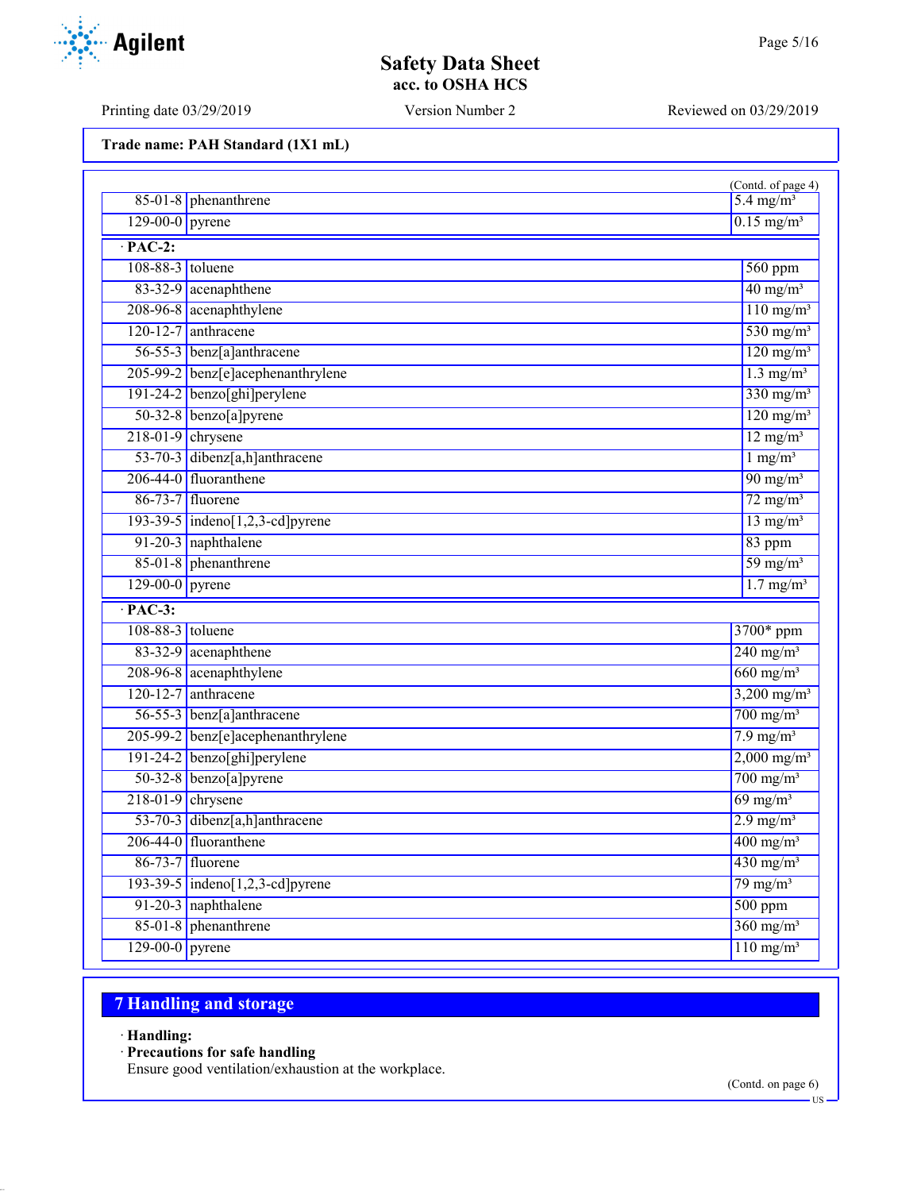**Trade name: PAH Standard (1X1 mL)**

(Contd. of page 4)

| | | |
|---|---|---|
| 85-01-8 | phenanthrene | 5.4 mg/m³ |
| 129-00-0 | pyrene | 0.15 mg/m³ |
| **· PAC-2:** | | |
| 108-88-3 | toluene | 560 ppm |
| 83-32-9 | acenaphthene | 40 mg/m³ |
| 208-96-8 | acenaphthylene | 110 mg/m³ |
| 120-12-7 | anthracene | 530 mg/m³ |
| 56-55-3 | benz[a]anthracene | 120 mg/m³ |
| 205-99-2 | benz[e]acephenanthrylene | 1.3 mg/m³ |
| 191-24-2 | benzo[ghi]perylene | 330 mg/m³ |
| 50-32-8 | benzo[a]pyrene | 120 mg/m³ |
| 218-01-9 | chrysene | 12 mg/m³ |
| 53-70-3 | dibenz[a,h]anthracene | 1 mg/m³ |
| 206-44-0 | fluoranthene | 90 mg/m³ |
| 86-73-7 | fluorene | 72 mg/m³ |
| 193-39-5 | indeno[1,2,3-cd]pyrene | 13 mg/m³ |
| 91-20-3 | naphthalene | 83 ppm |
| 85-01-8 | phenanthrene | 59 mg/m³ |
| 129-00-0 | pyrene | 1.7 mg/m³ |
| **· PAC-3:** | | |
| 108-88-3 | toluene | 3700* ppm |
| 83-32-9 | acenaphthene | 240 mg/m³ |
| 208-96-8 | acenaphthylene | 660 mg/m³ |
| 120-12-7 | anthracene | 3,200 mg/m³ |
| 56-55-3 | benz[a]anthracene | 700 mg/m³ |
| 205-99-2 | benz[e]acephenanthrylene | 7.9 mg/m³ |
| 191-24-2 | benzo[ghi]perylene | 2,000 mg/m³ |
| 50-32-8 | benzo[a]pyrene | 700 mg/m³ |
| 218-01-9 | chrysene | 69 mg/m³ |
| 53-70-3 | dibenz[a,h]anthracene | 2.9 mg/m³ |
| 206-44-0 | fluoranthene | 400 mg/m³ |
| 86-73-7 | fluorene | 430 mg/m³ |
| 193-39-5 | indeno[1,2,3-cd]pyrene | 79 mg/m³ |
| 91-20-3 | naphthalene | 500 ppm |
| 85-01-8 | phenanthrene | 360 mg/m³ |
| 129-00-0 | pyrene | 110 mg/m³ |

## 7 Handling and storage

· **Handling:**

· **Precautions for safe handling**

Ensure good ventilation/exhaustion at the workplace.

(Contd. on page 6)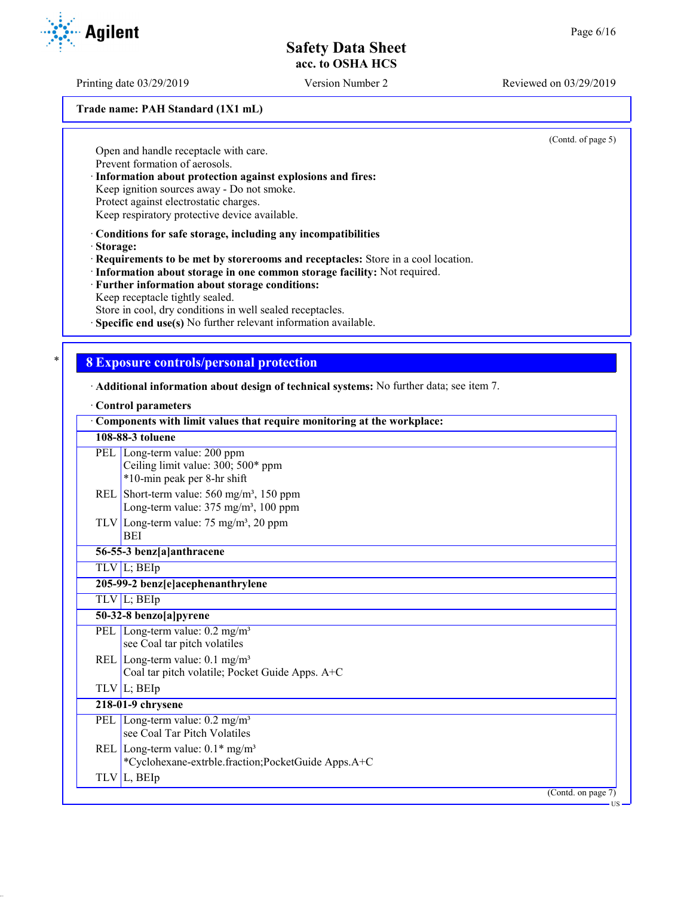Trade name: PAH Standard (1X1 mL)

(Contd. of page 5)

Open and handle receptacle with care.
Prevent formation of aerosols.

· **Information about protection against explosions and fires:**
Keep ignition sources away - Do not smoke.
Protect against electrostatic charges.
Keep respiratory protective device available.

· **Conditions for safe storage, including any incompatibilities**
· **Storage:**
· **Requirements to be met by storerooms and receptacles:** Store in a cool location.
· **Information about storage in one common storage facility:** Not required.
· **Further information about storage conditions:**
Keep receptacle tightly sealed.
Store in cool, dry conditions in well sealed receptacles.
· **Specific end use(s)** No further relevant information available.

## 8 Exposure controls/personal protection

· **Additional information about design of technical systems:** No further data; see item 7.

· **Control parameters**

| · Components with limit values that require monitoring at the workplace: | |
|---|---|
| **108-88-3 toluene** | |
| PEL | Long-term value: 200 ppm<br>Ceiling limit value: 300; 500* ppm<br>*10-min peak per 8-hr shift |
| REL | Short-term value: 560 mg/m³, 150 ppm<br>Long-term value: 375 mg/m³, 100 ppm |
| TLV | Long-term value: 75 mg/m³, 20 ppm<br>BEI |
| **56-55-3 benz[a]anthracene** | |
| TLV | L; BEIp |
| **205-99-2 benz[e]acephenanthrylene** | |
| TLV | L; BEIp |
| **50-32-8 benzo[a]pyrene** | |
| PEL | Long-term value: 0.2 mg/m³<br>see Coal tar pitch volatiles |
| REL | Long-term value: 0.1 mg/m³<br>Coal tar pitch volatile; Pocket Guide Apps. A+C |
| TLV | L; BEIp |
| **218-01-9 chrysene** | |
| PEL | Long-term value: 0.2 mg/m³<br>see Coal Tar Pitch Volatiles |
| REL | Long-term value: 0.1* mg/m³<br>*Cyclohexane-extrble.fraction;PocketGuide Apps.A+C |
| TLV | L, BEIp |

(Contd. on page 7)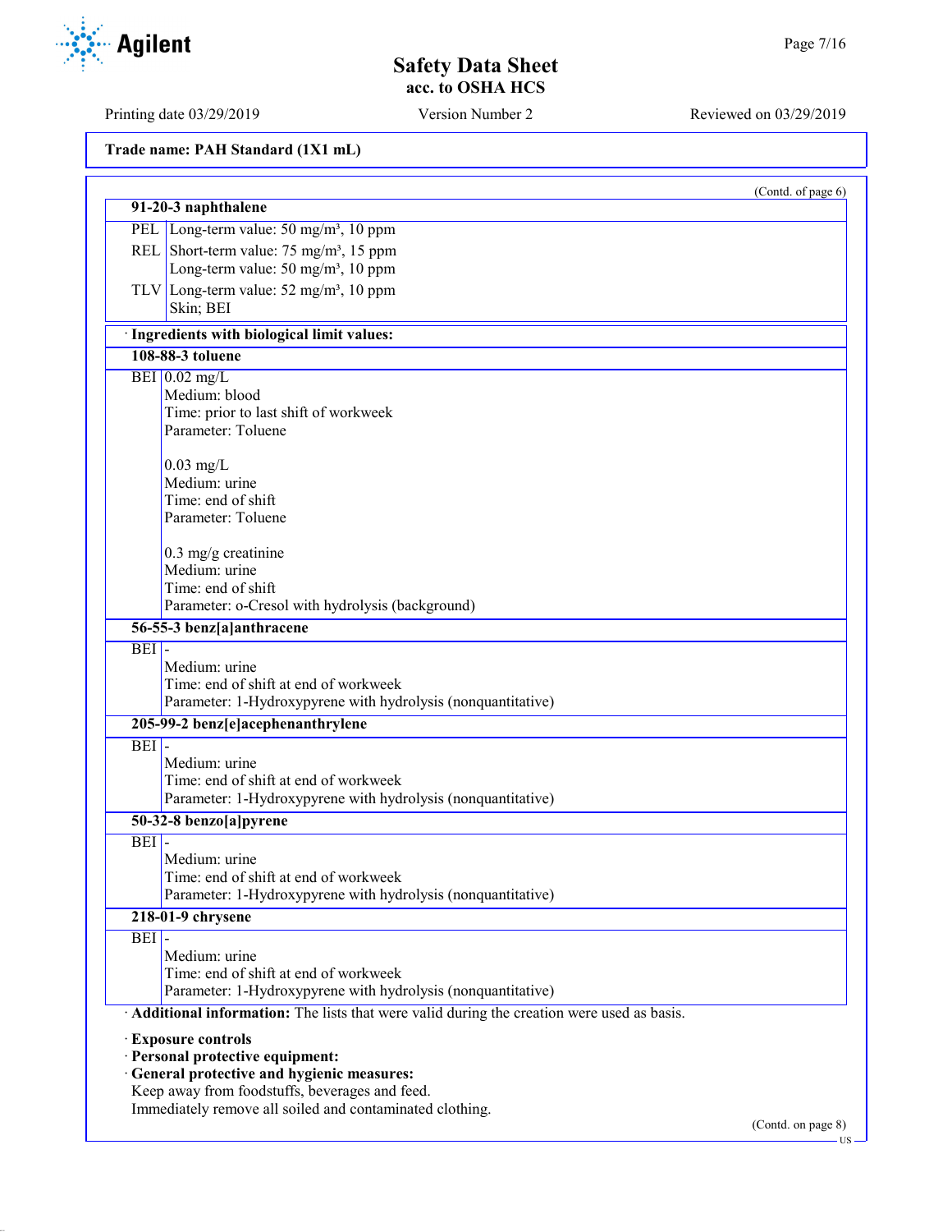(Contd. of page 6)

| 91-20-3 naphthalene | |
|---|---|
| PEL | Long-term value: 50 mg/m³, 10 ppm |
| REL | Short-term value: 75 mg/m³, 15 ppm<br>Long-term value: 50 mg/m³, 10 ppm |
| TLV | Long-term value: 52 mg/m³, 10 ppm<br>Skin; BEI |

· **Ingredients with biological limit values:**

| 108-88-3 toluene | |
|---|---|
| BEI | 0.02 mg/L<br>Medium: blood<br>Time: prior to last shift of workweek<br>Parameter: Toluene<br><br>0.03 mg/L<br>Medium: urine<br>Time: end of shift<br>Parameter: Toluene<br><br>0.3 mg/g creatinine<br>Medium: urine<br>Time: end of shift<br>Parameter: o-Cresol with hydrolysis (background) |

| 56-55-3 benz[a]anthracene | |
|---|---|
| BEI | -<br>Medium: urine<br>Time: end of shift at end of workweek<br>Parameter: 1-Hydroxypyrene with hydrolysis (nonquantitative) |

| 205-99-2 benz[e]acephenanthrylene | |
|---|---|
| BEI | -<br>Medium: urine<br>Time: end of shift at end of workweek<br>Parameter: 1-Hydroxypyrene with hydrolysis (nonquantitative) |

| 50-32-8 benzo[a]pyrene | |
|---|---|
| BEI | -<br>Medium: urine<br>Time: end of shift at end of workweek<br>Parameter: 1-Hydroxypyrene with hydrolysis (nonquantitative) |

| 218-01-9 chrysene | |
|---|---|
| BEI | -<br>Medium: urine<br>Time: end of shift at end of workweek<br>Parameter: 1-Hydroxypyrene with hydrolysis (nonquantitative) |

· **Additional information:** The lists that were valid during the creation were used as basis.

· **Exposure controls**
· **Personal protective equipment:**
· **General protective and hygienic measures:**
Keep away from foodstuffs, beverages and feed.
Immediately remove all soiled and contaminated clothing.

(Contd. on page 8)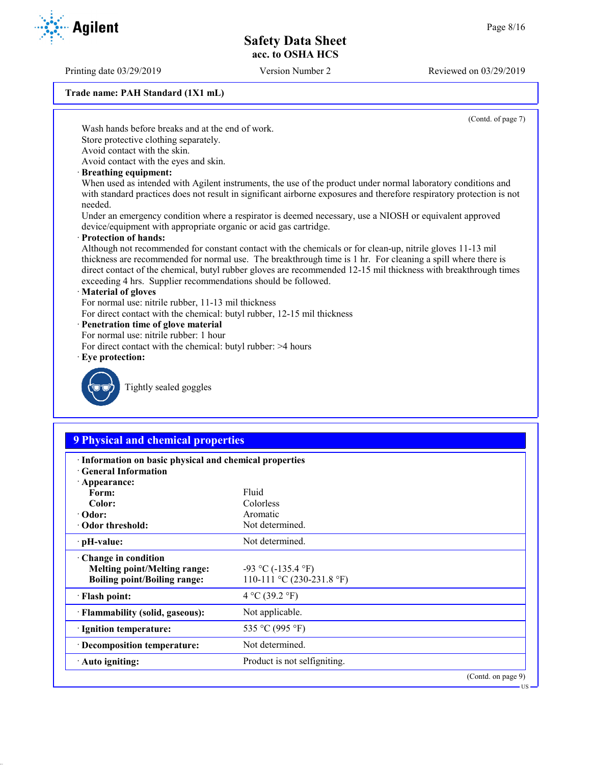Trade name: PAH Standard (1X1 mL)

(Contd. of page 7)

Wash hands before breaks and at the end of work.
Store protective clothing separately.
Avoid contact with the skin.
Avoid contact with the eyes and skin.

· **Breathing equipment:**
When used as intended with Agilent instruments, the use of the product under normal laboratory conditions and with standard practices does not result in significant airborne exposures and therefore respiratory protection is not needed.
Under an emergency condition where a respirator is deemed necessary, use a NIOSH or equivalent approved device/equipment with appropriate organic or acid gas cartridge.

· **Protection of hands:**
Although not recommended for constant contact with the chemicals or for clean-up, nitrile gloves 11-13 mil thickness are recommended for normal use. The breakthrough time is 1 hr. For cleaning a spill where there is direct contact of the chemical, butyl rubber gloves are recommended 12-15 mil thickness with breakthrough times exceeding 4 hrs. Supplier recommendations should be followed.

· **Material of gloves**
For normal use: nitrile rubber, 11-13 mil thickness
For direct contact with the chemical: butyl rubber, 12-15 mil thickness

· **Penetration time of glove material**
For normal use: nitrile rubber: 1 hour
For direct contact with the chemical: butyl rubber: >4 hours

· **Eye protection:**

Tightly sealed goggles

## 9 Physical and chemical properties

· **Information on basic physical and chemical properties**
· **General Information**
· **Appearance:**

| | |
|---|---|
| **Form:** | Fluid |
| **Color:** | Colorless |
| · **Odor:** | Aromatic |
| · **Odor threshold:** | Not determined. |
| · **pH-value:** | Not determined. |
| · **Change in condition** | |
| **Melting point/Melting range:** | -93 °C (-135.4 °F) |
| **Boiling point/Boiling range:** | 110-111 °C (230-231.8 °F) |
| · **Flash point:** | 4 °C (39.2 °F) |
| · **Flammability (solid, gaseous):** | Not applicable. |
| · **Ignition temperature:** | 535 °C (995 °F) |
| · **Decomposition temperature:** | Not determined. |
| · **Auto igniting:** | Product is not selfigniting. |

(Contd. on page 9)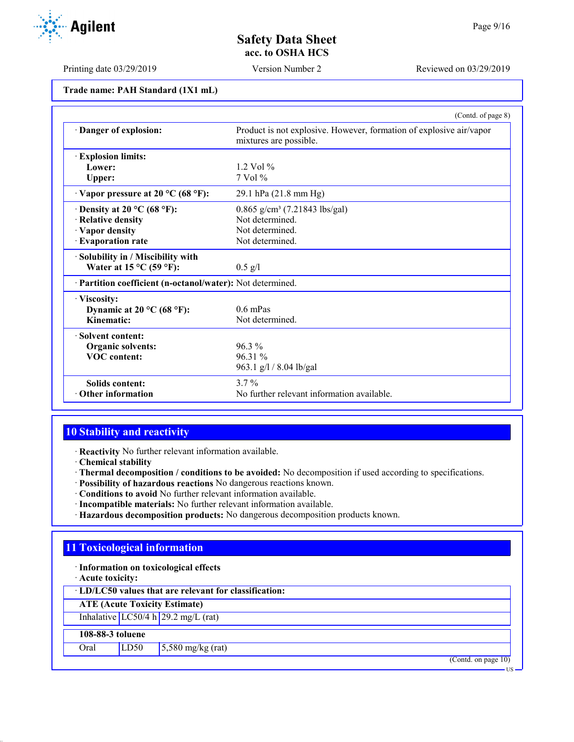Trade name: PAH Standard (1X1 mL)

(Contd. of page 8)

| | |
|---|---|
| · **Danger of explosion:** | Product is not explosive. However, formation of explosive air/vapor mixtures are possible. |
| · **Explosion limits:** | |
| **Lower:** | 1.2 Vol % |
| **Upper:** | 7 Vol % |
| · **Vapor pressure at 20 °C (68 °F):** | 29.1 hPa (21.8 mm Hg) |
| · **Density at 20 °C (68 °F):** | 0.865 g/cm³ (7.21843 lbs/gal) |
| · **Relative density** | Not determined. |
| · **Vapor density** | Not determined. |
| · **Evaporation rate** | Not determined. |
| · **Solubility in / Miscibility with** | |
| **Water at 15 °C (59 °F):** | 0.5 g/l |
| · **Partition coefficient (n-octanol/water):** | Not determined. |
| · **Viscosity:** | |
| **Dynamic at 20 °C (68 °F):** | 0.6 mPas |
| **Kinematic:** | Not determined. |
| · **Solvent content:** | |
| **Organic solvents:** | 96.3 % |
| **VOC content:** | 96.31 % |
| | 963.1 g/l / 8.04 lb/gal |
| **Solids content:** | 3.7 % |
| · **Other information** | No further relevant information available. |

## 10 Stability and reactivity

· **Reactivity** No further relevant information available.
· **Chemical stability**
· **Thermal decomposition / conditions to be avoided:** No decomposition if used according to specifications.
· **Possibility of hazardous reactions** No dangerous reactions known.
· **Conditions to avoid** No further relevant information available.
· **Incompatible materials:** No further relevant information available.
· **Hazardous decomposition products:** No dangerous decomposition products known.

## 11 Toxicological information

· **Information on toxicological effects**
· **Acute toxicity:**

| · **LD/LC50 values that are relevant for classification:** | | |
|---|---|---|
| **ATE (Acute Toxicity Estimate)** | | |
| Inhalative | LC50/4 h | 29.2 mg/L (rat) |
| **108-88-3 toluene** | | |
| Oral | LD50 | 5,580 mg/kg (rat) |

(Contd. on page 10)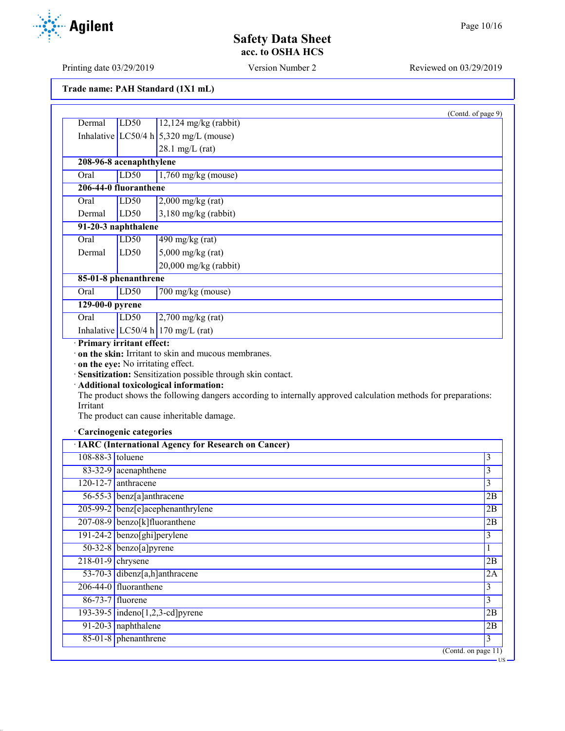Trade name: PAH Standard (1X1 mL)

(Contd. of page 9)

| | | |
|---|---|---|
| Dermal | LD50 | 12,124 mg/kg (rabbit) |
| Inhalative | LC50/4 h | 5,320 mg/L (mouse) |
| | | 28.1 mg/L (rat) |
| **208-96-8 acenaphthylene** | | |
| Oral | LD50 | 1,760 mg/kg (mouse) |
| **206-44-0 fluoranthene** | | |
| Oral | LD50 | 2,000 mg/kg (rat) |
| Dermal | LD50 | 3,180 mg/kg (rabbit) |
| **91-20-3 naphthalene** | | |
| Oral | LD50 | 490 mg/kg (rat) |
| Dermal | LD50 | 5,000 mg/kg (rat) |
| | | 20,000 mg/kg (rabbit) |
| **85-01-8 phenanthrene** | | |
| Oral | LD50 | 700 mg/kg (mouse) |
| **129-00-0 pyrene** | | |
| Oral | LD50 | 2,700 mg/kg (rat) |
| Inhalative | LC50/4 h | 170 mg/L (rat) |

· **Primary irritant effect:**
· **on the skin:** Irritant to skin and mucous membranes.
· **on the eye:** No irritating effect.
· **Sensitization:** Sensitization possible through skin contact.
· **Additional toxicological information:**
The product shows the following dangers according to internally approved calculation methods for preparations:
Irritant
The product can cause inheritable damage.

· **Carcinogenic categories**

| · IARC (International Agency for Research on Cancer) | | |
|---|---|---|
| 108-88-3 | toluene | 3 |
| 83-32-9 | acenaphthene | 3 |
| 120-12-7 | anthracene | 3 |
| 56-55-3 | benz[a]anthracene | 2B |
| 205-99-2 | benz[e]acephenanthrylene | 2B |
| 207-08-9 | benzo[k]fluoranthene | 2B |
| 191-24-2 | benzo[ghi]perylene | 3 |
| 50-32-8 | benzo[a]pyrene | 1 |
| 218-01-9 | chrysene | 2B |
| 53-70-3 | dibenz[a,h]anthracene | 2A |
| 206-44-0 | fluoranthene | 3 |
| 86-73-7 | fluorene | 3 |
| 193-39-5 | indeno[1,2,3-cd]pyrene | 2B |
| 91-20-3 | naphthalene | 2B |
| 85-01-8 | phenanthrene | 3 |

(Contd. on page 11)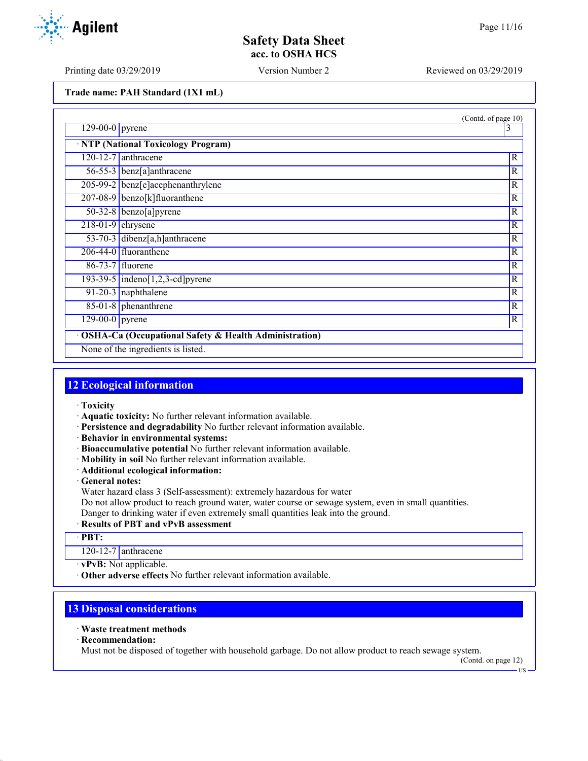Trade name: PAH Standard (1X1 mL)

(Contd. of page 10)

| | | |
|---|---|---|
| 129-00-0 | pyrene | 3 |

· **NTP (National Toxicology Program)**

| | | |
|---|---|---|
| 120-12-7 | anthracene | R |
| 56-55-3 | benz[a]anthracene | R |
| 205-99-2 | benz[e]acephenanthrylene | R |
| 207-08-9 | benzo[k]fluoranthene | R |
| 50-32-8 | benzo[a]pyrene | R |
| 218-01-9 | chrysene | R |
| 53-70-3 | dibenz[a,h]anthracene | R |
| 206-44-0 | fluoranthene | R |
| 86-73-7 | fluorene | R |
| 193-39-5 | indeno[1,2,3-cd]pyrene | R |
| 91-20-3 | naphthalene | R |
| 85-01-8 | phenanthrene | R |
| 129-00-0 | pyrene | R |

· **OSHA-Ca (Occupational Safety & Health Administration)**

None of the ingredients is listed.

## 12 Ecological information

· **Toxicity**
· **Aquatic toxicity:** No further relevant information available.
· **Persistence and degradability** No further relevant information available.
· **Behavior in environmental systems:**
· **Bioaccumulative potential** No further relevant information available.
· **Mobility in soil** No further relevant information available.
· **Additional ecological information:**
· **General notes:**
Water hazard class 3 (Self-assessment): extremely hazardous for water
Do not allow product to reach ground water, water course or sewage system, even in small quantities.
Danger to drinking water if even extremely small quantities leak into the ground.
· **Results of PBT and vPvB assessment**

· **PBT:**

| | |
|---|---|
| 120-12-7 | anthracene |

· **vPvB:** Not applicable.
· **Other adverse effects** No further relevant information available.

## 13 Disposal considerations

· **Waste treatment methods**
· **Recommendation:**
Must not be disposed of together with household garbage. Do not allow product to reach sewage system.

(Contd. on page 12)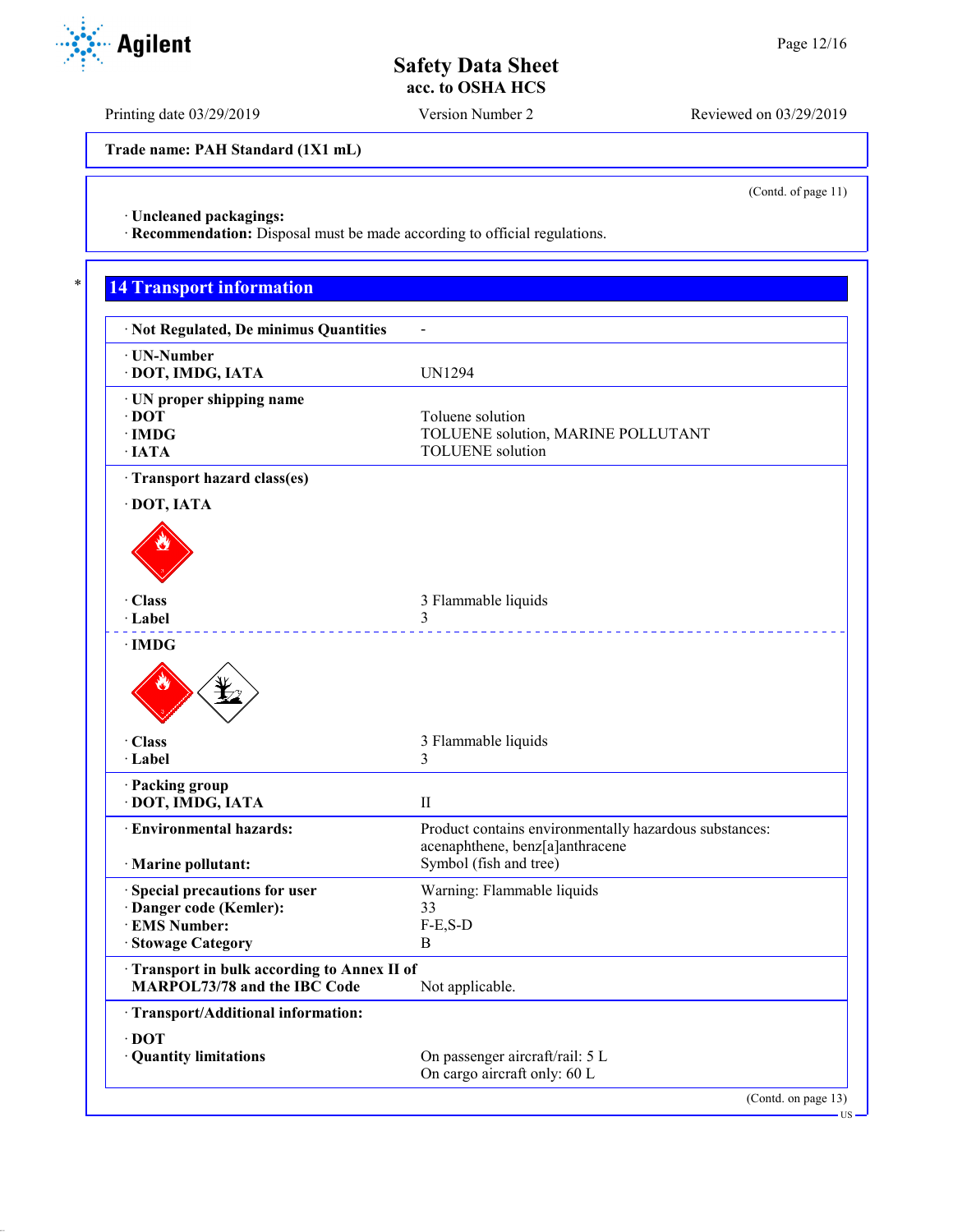Trade name: PAH Standard (1X1 mL)

(Contd. of page 11)

· **Uncleaned packagings:**
· **Recommendation:** Disposal must be made according to official regulations.

## 14 Transport information

| | |
|---|---|
| · **Not Regulated, De minimus Quantities** | - |
| · **UN-Number**<br>· **DOT, IMDG, IATA** | UN1294 |
| · **UN proper shipping name**<br>· **DOT**<br>· **IMDG**<br>· **IATA** | <br>Toluene solution<br>TOLUENE solution, MARINE POLLUTANT<br>TOLUENE solution |
| · **Transport hazard class(es)** | |
| · **DOT, IATA** | |
| · **Class**<br>· **Label** | 3 Flammable liquids<br>3 |
| · **IMDG** | |
| · **Class**<br>· **Label** | 3 Flammable liquids<br>3 |
| · **Packing group**<br>· **DOT, IMDG, IATA** | <br>II |
| · **Environmental hazards:** | Product contains environmentally hazardous substances: acenaphthene, benz[a]anthracene |
| · **Marine pollutant:** | Symbol (fish and tree) |
| · **Special precautions for user**<br>· **Danger code (Kemler):**<br>· **EMS Number:**<br>· **Stowage Category** | Warning: Flammable liquids<br>33<br>F-E,S-D<br>B |
| · **Transport in bulk according to Annex II of MARPOL73/78 and the IBC Code** | Not applicable. |
| · **Transport/Additional information:** | |
| · **DOT**<br>· **Quantity limitations** | <br>On passenger aircraft/rail: 5 L<br>On cargo aircraft only: 60 L |

(Contd. on page 13)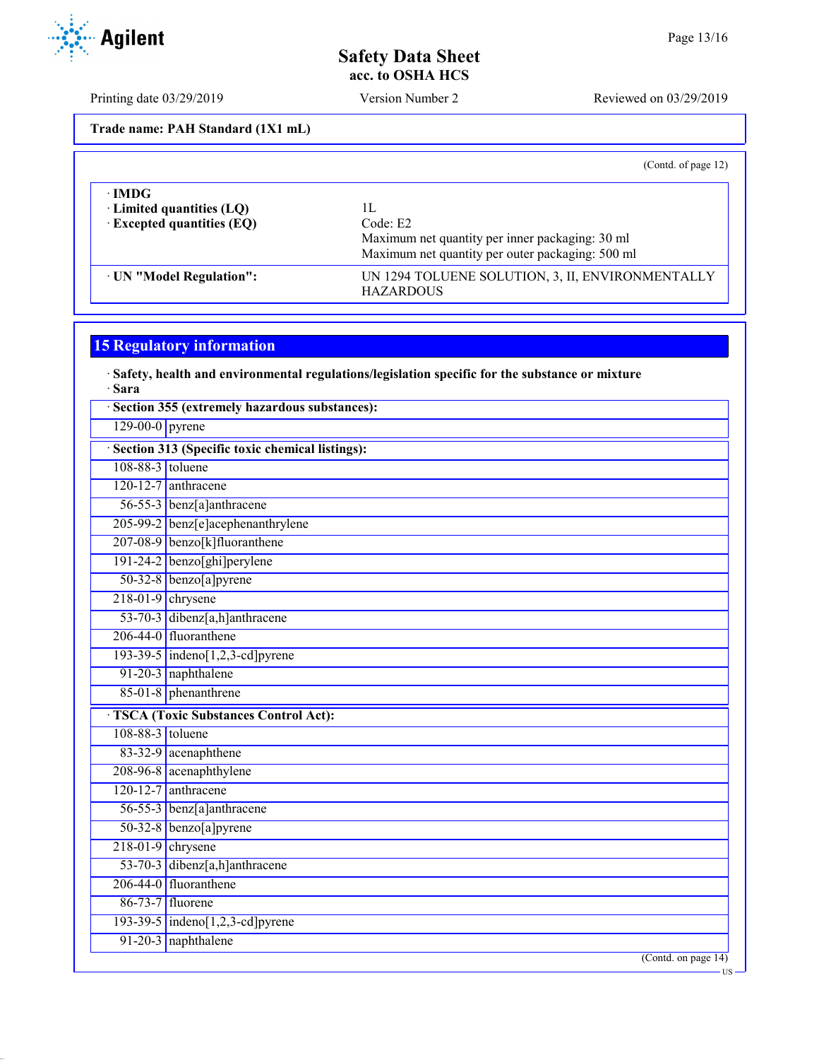**Trade name: PAH Standard (1X1 mL)**

(Contd. of page 12)

| · **IMDG** | |
|---|---|
| · **Limited quantities (LQ)** | 1L |
| · **Excepted quantities (EQ)** | Code: E2<br>Maximum net quantity per inner packaging: 30 ml<br>Maximum net quantity per outer packaging: 500 ml |
| · **UN "Model Regulation":** | UN 1294 TOLUENE SOLUTION, 3, II, ENVIRONMENTALLY HAZARDOUS |

## 15 Regulatory information

· **Safety, health and environmental regulations/legislation specific for the substance or mixture**
· **Sara**

| · **Section 355 (extremely hazardous substances):** | |
|---|---|
| 129-00-0 | pyrene |

| · **Section 313 (Specific toxic chemical listings):** | |
|---|---|
| 108-88-3 | toluene |
| 120-12-7 | anthracene |
| 56-55-3 | benz[a]anthracene |
| 205-99-2 | benz[e]acephenanthrylene |
| 207-08-9 | benzo[k]fluoranthene |
| 191-24-2 | benzo[ghi]perylene |
| 50-32-8 | benzo[a]pyrene |
| 218-01-9 | chrysene |
| 53-70-3 | dibenz[a,h]anthracene |
| 206-44-0 | fluoranthene |
| 193-39-5 | indeno[1,2,3-cd]pyrene |
| 91-20-3 | naphthalene |
| 85-01-8 | phenanthrene |

| · **TSCA (Toxic Substances Control Act):** | |
|---|---|
| 108-88-3 | toluene |
| 83-32-9 | acenaphthene |
| 208-96-8 | acenaphthylene |
| 120-12-7 | anthracene |
| 56-55-3 | benz[a]anthracene |
| 50-32-8 | benzo[a]pyrene |
| 218-01-9 | chrysene |
| 53-70-3 | dibenz[a,h]anthracene |
| 206-44-0 | fluoranthene |
| 86-73-7 | fluorene |
| 193-39-5 | indeno[1,2,3-cd]pyrene |
| 91-20-3 | naphthalene |

(Contd. on page 14)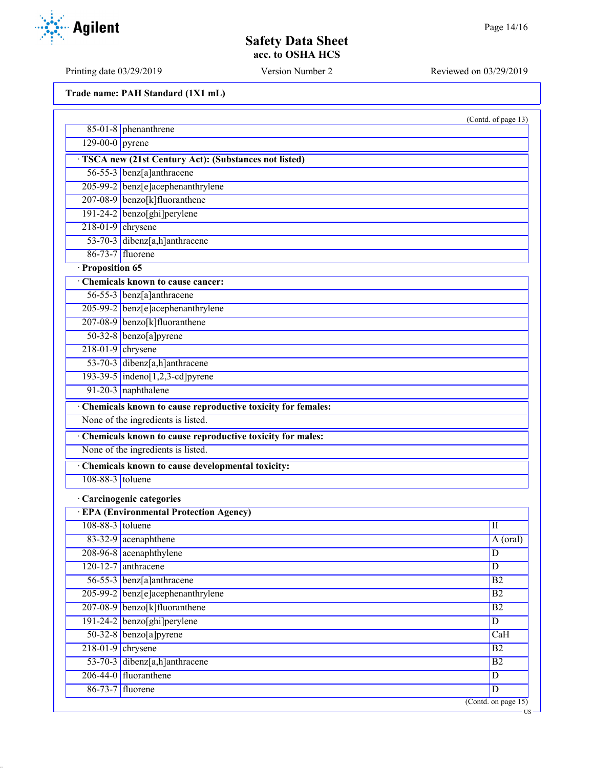Trade name: PAH Standard (1X1 mL)

(Contd. of page 13)

| | |
|---|---|
| 85-01-8 | phenanthrene |
| 129-00-0 | pyrene |

· **TSCA new (21st Century Act): (Substances not listed)**

| | |
|---|---|
| 56-55-3 | benz[a]anthracene |
| 205-99-2 | benz[e]acephenanthrylene |
| 207-08-9 | benzo[k]fluoranthene |
| 191-24-2 | benzo[ghi]perylene |
| 218-01-9 | chrysene |
| 53-70-3 | dibenz[a,h]anthracene |
| 86-73-7 | fluorene |

· **Proposition 65**

· **Chemicals known to cause cancer:**

| | |
|---|---|
| 56-55-3 | benz[a]anthracene |
| 205-99-2 | benz[e]acephenanthrylene |
| 207-08-9 | benzo[k]fluoranthene |
| 50-32-8 | benzo[a]pyrene |
| 218-01-9 | chrysene |
| 53-70-3 | dibenz[a,h]anthracene |
| 193-39-5 | indeno[1,2,3-cd]pyrene |
| 91-20-3 | naphthalene |

· **Chemicals known to cause reproductive toxicity for females:**

None of the ingredients is listed.

· **Chemicals known to cause reproductive toxicity for males:**

None of the ingredients is listed.

· **Chemicals known to cause developmental toxicity:**

| | |
|---|---|
| 108-88-3 | toluene |

· **Carcinogenic categories**

· **EPA (Environmental Protection Agency)**

| | | |
|---|---|---|
| 108-88-3 | toluene | II |
| 83-32-9 | acenaphthene | A (oral) |
| 208-96-8 | acenaphthylene | D |
| 120-12-7 | anthracene | D |
| 56-55-3 | benz[a]anthracene | B2 |
| 205-99-2 | benz[e]acephenanthrylene | B2 |
| 207-08-9 | benzo[k]fluoranthene | B2 |
| 191-24-2 | benzo[ghi]perylene | D |
| 50-32-8 | benzo[a]pyrene | CaH |
| 218-01-9 | chrysene | B2 |
| 53-70-3 | dibenz[a,h]anthracene | B2 |
| 206-44-0 | fluoranthene | D |
| 86-73-7 | fluorene | D |

(Contd. on page 15)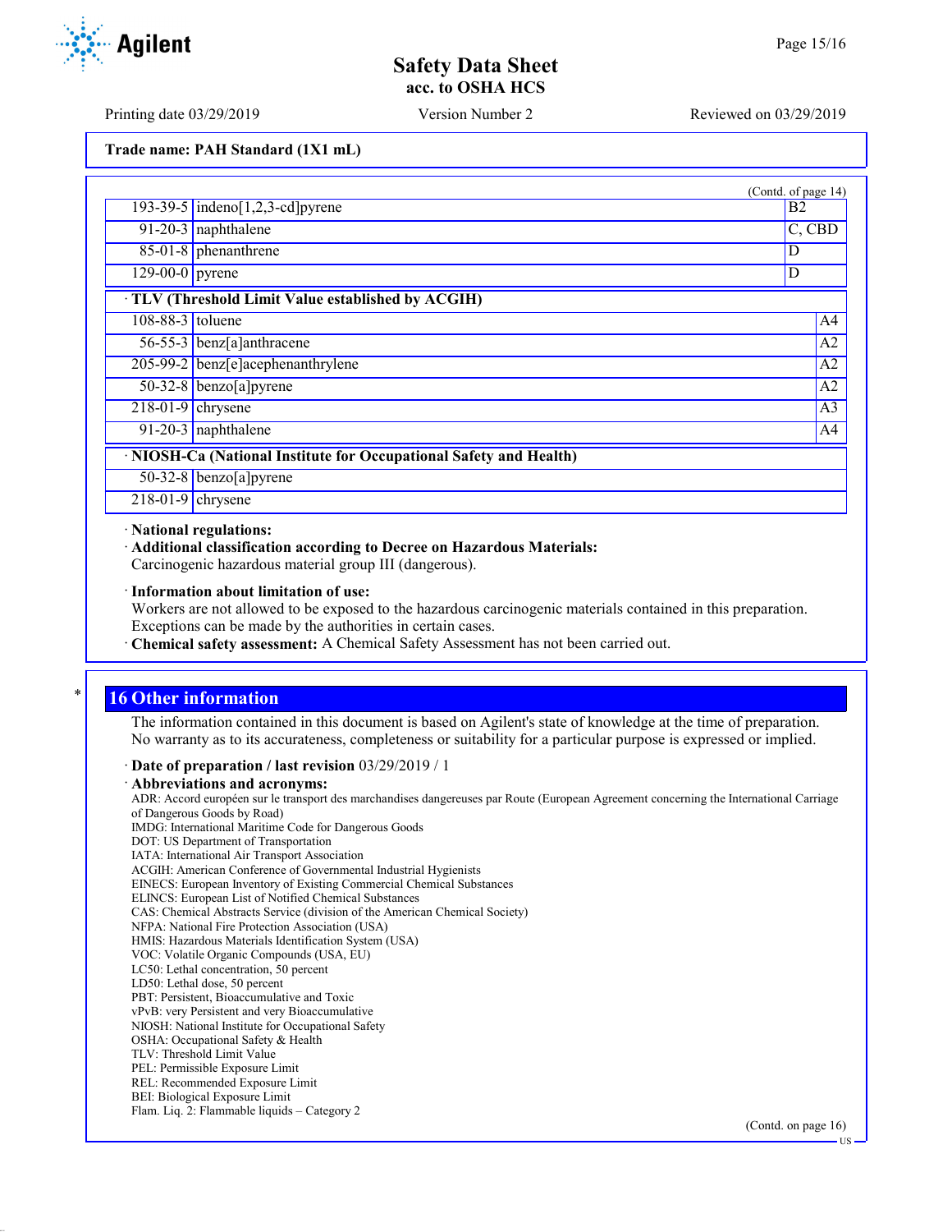(Contd. of page 14)

| | | |
|---|---|---|
| 193-39-5 | indeno[1,2,3-cd]pyrene | B2 |
| 91-20-3 | naphthalene | C, CBD |
| 85-01-8 | phenanthrene | D |
| 129-00-0 | pyrene | D |

· **TLV (Threshold Limit Value established by ACGIH)**

| | | |
|---|---|---|
| 108-88-3 | toluene | A4 |
| 56-55-3 | benz[a]anthracene | A2 |
| 205-99-2 | benz[e]acephenanthrylene | A2 |
| 50-32-8 | benzo[a]pyrene | A2 |
| 218-01-9 | chrysene | A3 |
| 91-20-3 | naphthalene | A4 |

· **NIOSH-Ca (National Institute for Occupational Safety and Health)**

| | |
|---|---|
| 50-32-8 | benzo[a]pyrene |
| 218-01-9 | chrysene |

· **National regulations:**

· **Additional classification according to Decree on Hazardous Materials:**
Carcinogenic hazardous material group III (dangerous).

· **Information about limitation of use:**
Workers are not allowed to be exposed to the hazardous carcinogenic materials contained in this preparation. Exceptions can be made by the authorities in certain cases.

· **Chemical safety assessment:** A Chemical Safety Assessment has not been carried out.

## 16 Other information

The information contained in this document is based on Agilent's state of knowledge at the time of preparation. No warranty as to its accurateness, completeness or suitability for a particular purpose is expressed or implied.

· **Date of preparation / last revision** 03/29/2019 / 1

· **Abbreviations and acronyms:**
ADR: Accord européen sur le transport des marchandises dangereuses par Route (European Agreement concerning the International Carriage of Dangerous Goods by Road)
IMDG: International Maritime Code for Dangerous Goods
DOT: US Department of Transportation
IATA: International Air Transport Association
ACGIH: American Conference of Governmental Industrial Hygienists
EINECS: European Inventory of Existing Commercial Chemical Substances
ELINCS: European List of Notified Chemical Substances
CAS: Chemical Abstracts Service (division of the American Chemical Society)
NFPA: National Fire Protection Association (USA)
HMIS: Hazardous Materials Identification System (USA)
VOC: Volatile Organic Compounds (USA, EU)
LC50: Lethal concentration, 50 percent
LD50: Lethal dose, 50 percent
PBT: Persistent, Bioaccumulative and Toxic
vPvB: very Persistent and very Bioaccumulative
NIOSH: National Institute for Occupational Safety
OSHA: Occupational Safety & Health
TLV: Threshold Limit Value
PEL: Permissible Exposure Limit
REL: Recommended Exposure Limit
BEI: Biological Exposure Limit
Flam. Liq. 2: Flammable liquids – Category 2

(Contd. on page 16)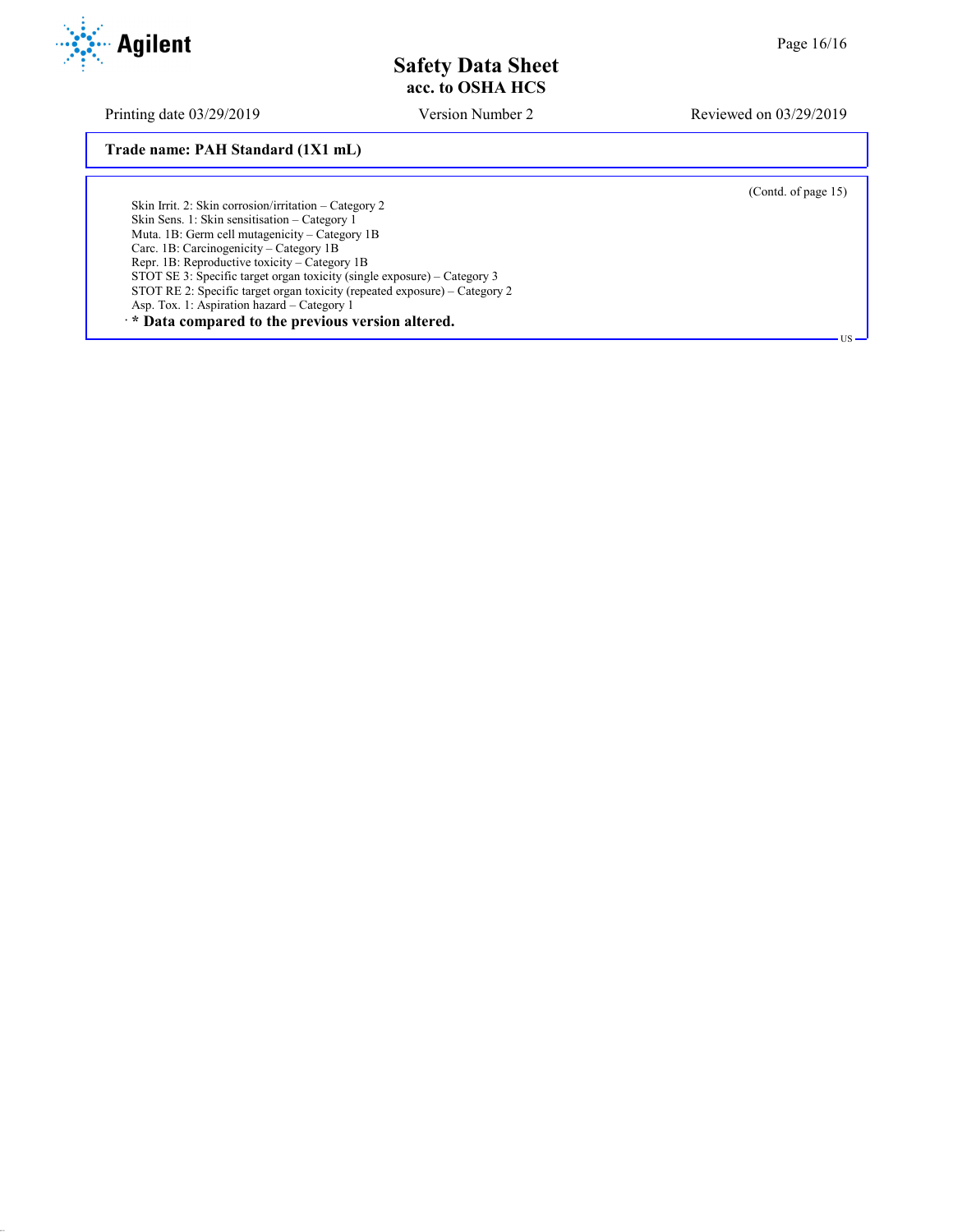**Trade name: PAH Standard (1X1 mL)**

(Contd. of page 15)

Skin Irrit. 2: Skin corrosion/irritation – Category 2
Skin Sens. 1: Skin sensitisation – Category 1
Muta. 1B: Germ cell mutagenicity – Category 1B
Carc. 1B: Carcinogenicity – Category 1B
Repr. 1B: Reproductive toxicity – Category 1B
STOT SE 3: Specific target organ toxicity (single exposure) – Category 3
STOT RE 2: Specific target organ toxicity (repeated exposure) – Category 2
Asp. Tox. 1: Aspiration hazard – Category 1

· **\* Data compared to the previous version altered.**

US